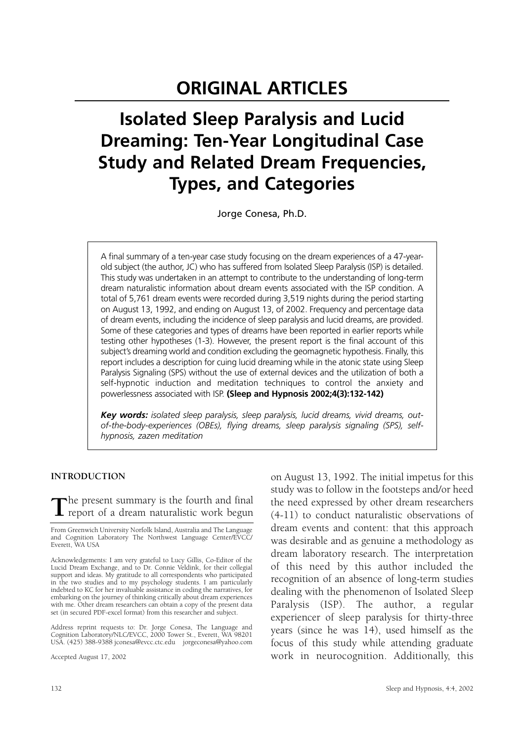# ORIGINAL ARTICLES

# Isolated Sleep Paralysis and Lucid Dreaming: Ten-Year Longitudinal Case Study and Related Dream Frequencies, Types, and Categories

Jorge Conesa, Ph.D.

A final summary of a ten-year case study focusing on the dream experiences of a 47-year-old subject (the author, JC) who has suffered from Isolated Sleep Paralysis (ISP) is detailed. This study was undertaken in an attempt to contribute to the understanding of long-term dream naturalistic information about dream events associated with the ISP condition. A total of 5,761 dream events were recorded during 3,519 nights during the period starting on August 13, 1992, and ending on August 13, of 2002. Frequency and percentage data of dream events, including the incidence of sleep paralysis and lucid dreams, are provided. Some of these categories and types of dreams have been reported in earlier reports while testing other hypotheses (1-3). However, the present report is the final account of this subject's dreaming world and condition excluding the geomagnetic hypothesis. Finally, this report includes a description for cuing lucid dreaming while in the atonic state using Sleep Paralysis Signaling (SPS) without the use of external devices and the utilization of both a self-hypnotic induction and meditation techniques to control the anxiety and powerlessness associated with ISP. **(Sleep and Hypnosis 2002;4(3):132-142)**

***Key words:*** *isolated sleep paralysis, sleep paralysis, lucid dreams, vivid dreams, out-of-the-body-experiences (OBEs), flying dreams, sleep paralysis signaling (SPS), self-hypnosis, zazen meditation*

## INTRODUCTION

The present summary is the fourth and final report of a dream naturalistic work begun on August 13, 1992. The initial impetus for this study was to follow in the footsteps and/or heed the need expressed by other dream researchers (4-11) to conduct naturalistic observations of dream events and content: that this approach was desirable and as genuine a methodology as dream laboratory research. The interpretation of this need by this author included the recognition of an absence of long-term studies dealing with the phenomenon of Isolated Sleep Paralysis (ISP). The author, a regular experiencer of sleep paralysis for thirty-three years (since he was 14), used himself as the focus of this study while attending graduate work in neurocognition. Additionally, this

From Greenwich University Norfolk Island, Australia and The Language and Cognition Laboratory The Northwest Language Center/EVCC/ Everett, WA USA

Acknowledgements: I am very grateful to Lucy Gillis, Co-Editor of the Lucid Dream Exchange, and to Dr. Connie Veldink, for their collegial support and ideas. My gratitude to all correspondents who participated in the two studies and to my psychology students. I am particularly indebted to KC for her invaluable assistance in coding the narratives, for embarking on the journey of thinking critically about dream experiences with me. Other dream researchers can obtain a copy of the present data set (in secured PDF-excel format) from this researcher and subject.

Address reprint requests to: Dr. Jorge Conesa, The Language and Cognition Laboratory/NLC/EVCC, 2000 Tower St., Everett, WA 98201 USA. (425) 388-9388 jconesa@evcc.ctc.edu jorgeconesa@yahoo.com

Accepted August 17, 2002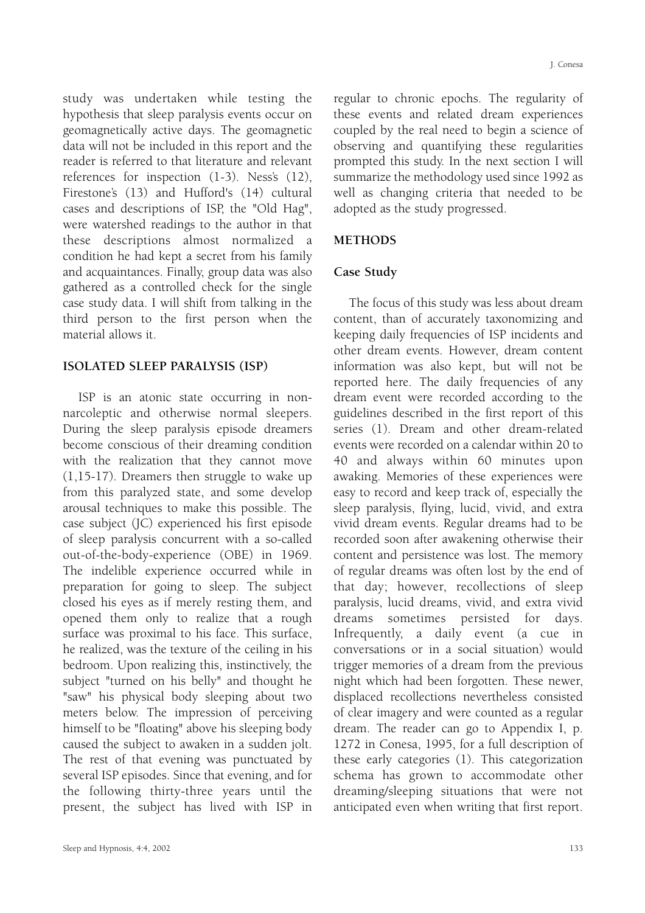study was undertaken while testing the hypothesis that sleep paralysis events occur on geomagnetically active days. The geomagnetic data will not be included in this report and the reader is referred to that literature and relevant references for inspection (1-3). Ness's (12), Firestone's (13) and Hufford's (14) cultural cases and descriptions of ISP, the "Old Hag", were watershed readings to the author in that these descriptions almost normalized a condition he had kept a secret from his family and acquaintances. Finally, group data was also gathered as a controlled check for the single case study data. I will shift from talking in the third person to the first person when the material allows it.

## ISOLATED SLEEP PARALYSIS (ISP)

ISP is an atonic state occurring in non-narcoleptic and otherwise normal sleepers. During the sleep paralysis episode dreamers become conscious of their dreaming condition with the realization that they cannot move (1,15-17). Dreamers then struggle to wake up from this paralyzed state, and some develop arousal techniques to make this possible. The case subject (JC) experienced his first episode of sleep paralysis concurrent with a so-called out-of-the-body-experience (OBE) in 1969. The indelible experience occurred while in preparation for going to sleep. The subject closed his eyes as if merely resting them, and opened them only to realize that a rough surface was proximal to his face. This surface, he realized, was the texture of the ceiling in his bedroom. Upon realizing this, instinctively, the subject "turned on his belly" and thought he "saw" his physical body sleeping about two meters below. The impression of perceiving himself to be "floating" above his sleeping body caused the subject to awaken in a sudden jolt. The rest of that evening was punctuated by several ISP episodes. Since that evening, and for the following thirty-three years until the present, the subject has lived with ISP in regular to chronic epochs. The regularity of these events and related dream experiences coupled by the real need to begin a science of observing and quantifying these regularities prompted this study. In the next section I will summarize the methodology used since 1992 as well as changing criteria that needed to be adopted as the study progressed.

## METHODS

### Case Study

The focus of this study was less about dream content, than of accurately taxonomizing and keeping daily frequencies of ISP incidents and other dream events. However, dream content information was also kept, but will not be reported here. The daily frequencies of any dream event were recorded according to the guidelines described in the first report of this series (1). Dream and other dream-related events were recorded on a calendar within 20 to 40 and always within 60 minutes upon awaking. Memories of these experiences were easy to record and keep track of, especially the sleep paralysis, flying, lucid, vivid, and extra vivid dream events. Regular dreams had to be recorded soon after awakening otherwise their content and persistence was lost. The memory of regular dreams was often lost by the end of that day; however, recollections of sleep paralysis, lucid dreams, vivid, and extra vivid dreams sometimes persisted for days. Infrequently, a daily event (a cue in conversations or in a social situation) would trigger memories of a dream from the previous night which had been forgotten. These newer, displaced recollections nevertheless consisted of clear imagery and were counted as a regular dream. The reader can go to Appendix I, p. 1272 in Conesa, 1995, for a full description of these early categories (1). This categorization schema has grown to accommodate other dreaming/sleeping situations that were not anticipated even when writing that first report.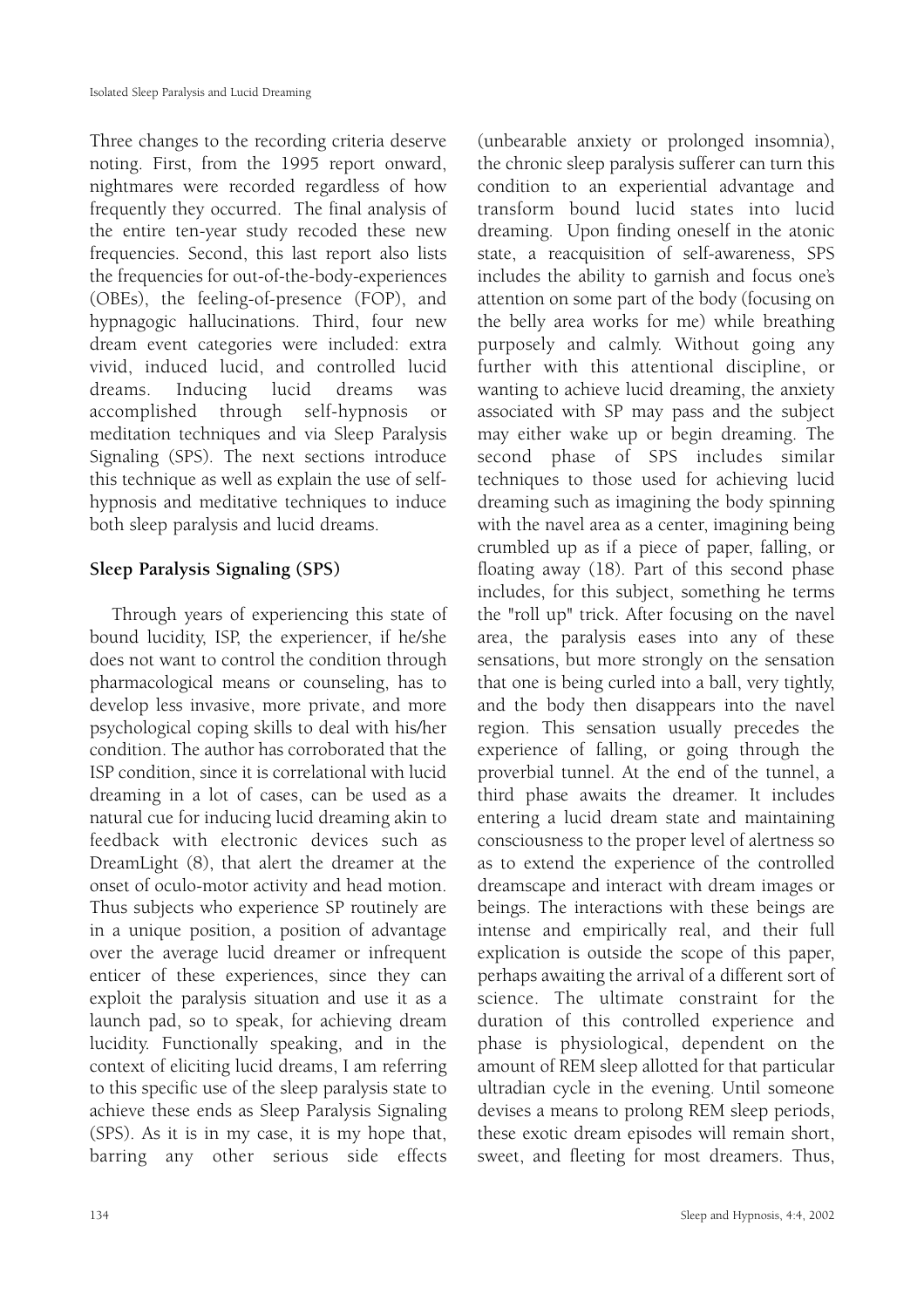Three changes to the recording criteria deserve noting. First, from the 1995 report onward, nightmares were recorded regardless of how frequently they occurred. The final analysis of the entire ten-year study recoded these new frequencies. Second, this last report also lists the frequencies for out-of-the-body-experiences (OBEs), the feeling-of-presence (FOP), and hypnagogic hallucinations. Third, four new dream event categories were included: extra vivid, induced lucid, and controlled lucid dreams. Inducing lucid dreams was accomplished through self-hypnosis or meditation techniques and via Sleep Paralysis Signaling (SPS). The next sections introduce this technique as well as explain the use of self-hypnosis and meditative techniques to induce both sleep paralysis and lucid dreams.

## Sleep Paralysis Signaling (SPS)

Through years of experiencing this state of bound lucidity, ISP, the experiencer, if he/she does not want to control the condition through pharmacological means or counseling, has to develop less invasive, more private, and more psychological coping skills to deal with his/her condition. The author has corroborated that the ISP condition, since it is correlational with lucid dreaming in a lot of cases, can be used as a natural cue for inducing lucid dreaming akin to feedback with electronic devices such as DreamLight (8), that alert the dreamer at the onset of oculo-motor activity and head motion. Thus subjects who experience SP routinely are in a unique position, a position of advantage over the average lucid dreamer or infrequent enticer of these experiences, since they can exploit the paralysis situation and use it as a launch pad, so to speak, for achieving dream lucidity. Functionally speaking, and in the context of eliciting lucid dreams, I am referring to this specific use of the sleep paralysis state to achieve these ends as Sleep Paralysis Signaling (SPS). As it is in my case, it is my hope that, barring any other serious side effects (unbearable anxiety or prolonged insomnia), the chronic sleep paralysis sufferer can turn this condition to an experiential advantage and transform bound lucid states into lucid dreaming. Upon finding oneself in the atonic state, a reacquisition of self-awareness, SPS includes the ability to garnish and focus one's attention on some part of the body (focusing on the belly area works for me) while breathing purposely and calmly. Without going any further with this attentional discipline, or wanting to achieve lucid dreaming, the anxiety associated with SP may pass and the subject may either wake up or begin dreaming. The second phase of SPS includes similar techniques to those used for achieving lucid dreaming such as imagining the body spinning with the navel area as a center, imagining being crumbled up as if a piece of paper, falling, or floating away (18). Part of this second phase includes, for this subject, something he terms the "roll up" trick. After focusing on the navel area, the paralysis eases into any of these sensations, but more strongly on the sensation that one is being curled into a ball, very tightly, and the body then disappears into the navel region. This sensation usually precedes the experience of falling, or going through the proverbial tunnel. At the end of the tunnel, a third phase awaits the dreamer. It includes entering a lucid dream state and maintaining consciousness to the proper level of alertness so as to extend the experience of the controlled dreamscape and interact with dream images or beings. The interactions with these beings are intense and empirically real, and their full explication is outside the scope of this paper, perhaps awaiting the arrival of a different sort of science. The ultimate constraint for the duration of this controlled experience and phase is physiological, dependent on the amount of REM sleep allotted for that particular ultradian cycle in the evening. Until someone devises a means to prolong REM sleep periods, these exotic dream episodes will remain short, sweet, and fleeting for most dreamers. Thus,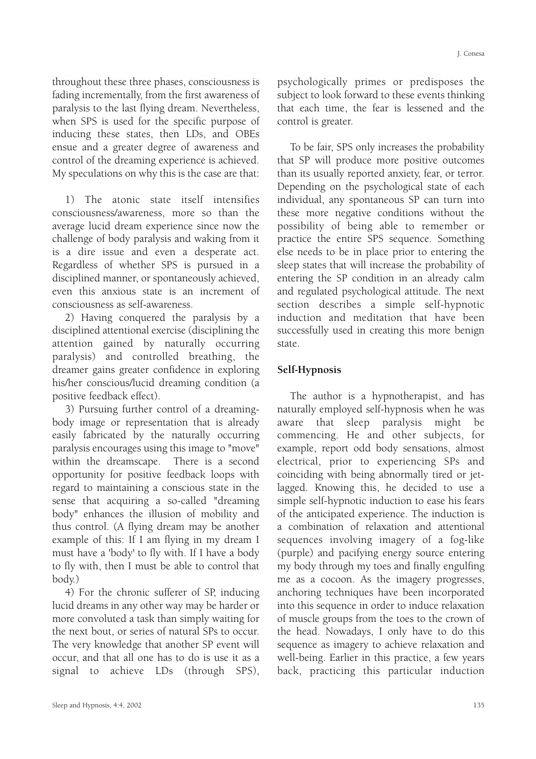throughout these three phases, consciousness is fading incrementally, from the first awareness of paralysis to the last flying dream. Nevertheless, when SPS is used for the specific purpose of inducing these states, then LDs, and OBEs ensue and a greater degree of awareness and control of the dreaming experience is achieved. My speculations on why this is the case are that:

1) The atonic state itself intensifies consciousness/awareness, more so than the average lucid dream experience since now the challenge of body paralysis and waking from it is a dire issue and even a desperate act. Regardless of whether SPS is pursued in a disciplined manner, or spontaneously achieved, even this anxious state is an increment of consciousness as self-awareness.

2) Having conquered the paralysis by a disciplined attentional exercise (disciplining the attention gained by naturally occurring paralysis) and controlled breathing, the dreamer gains greater confidence in exploring his/her conscious/lucid dreaming condition (a positive feedback effect).

3) Pursuing further control of a dreaming-body image or representation that is already easily fabricated by the naturally occurring paralysis encourages using this image to "move" within the dreamscape. There is a second opportunity for positive feedback loops with regard to maintaining a conscious state in the sense that acquiring a so-called "dreaming body" enhances the illusion of mobility and thus control. (A flying dream may be another example of this: If I am flying in my dream I must have a 'body' to fly with. If I have a body to fly with, then I must be able to control that body.)

4) For the chronic sufferer of SP, inducing lucid dreams in any other way may be harder or more convoluted a task than simply waiting for the next bout, or series of natural SPs to occur. The very knowledge that another SP event will occur, and that all one has to do is use it as a signal to achieve LDs (through SPS), psychologically primes or predisposes the subject to look forward to these events thinking that each time, the fear is lessened and the control is greater.

To be fair, SPS only increases the probability that SP will produce more positive outcomes than its usually reported anxiety, fear, or terror. Depending on the psychological state of each individual, any spontaneous SP can turn into these more negative conditions without the possibility of being able to remember or practice the entire SPS sequence. Something else needs to be in place prior to entering the sleep states that will increase the probability of entering the SP condition in an already calm and regulated psychological attitude. The next section describes a simple self-hypnotic induction and meditation that have been successfully used in creating this more benign state.

## Self-Hypnosis

The author is a hypnotherapist, and has naturally employed self-hypnosis when he was aware that sleep paralysis might be commencing. He and other subjects, for example, report odd body sensations, almost electrical, prior to experiencing SPs and coinciding with being abnormally tired or jet-lagged. Knowing this, he decided to use a simple self-hypnotic induction to ease his fears of the anticipated experience. The induction is a combination of relaxation and attentional sequences involving imagery of a fog-like (purple) and pacifying energy source entering my body through my toes and finally engulfing me as a cocoon. As the imagery progresses, anchoring techniques have been incorporated into this sequence in order to induce relaxation of muscle groups from the toes to the crown of the head. Nowadays, I only have to do this sequence as imagery to achieve relaxation and well-being. Earlier in this practice, a few years back, practicing this particular induction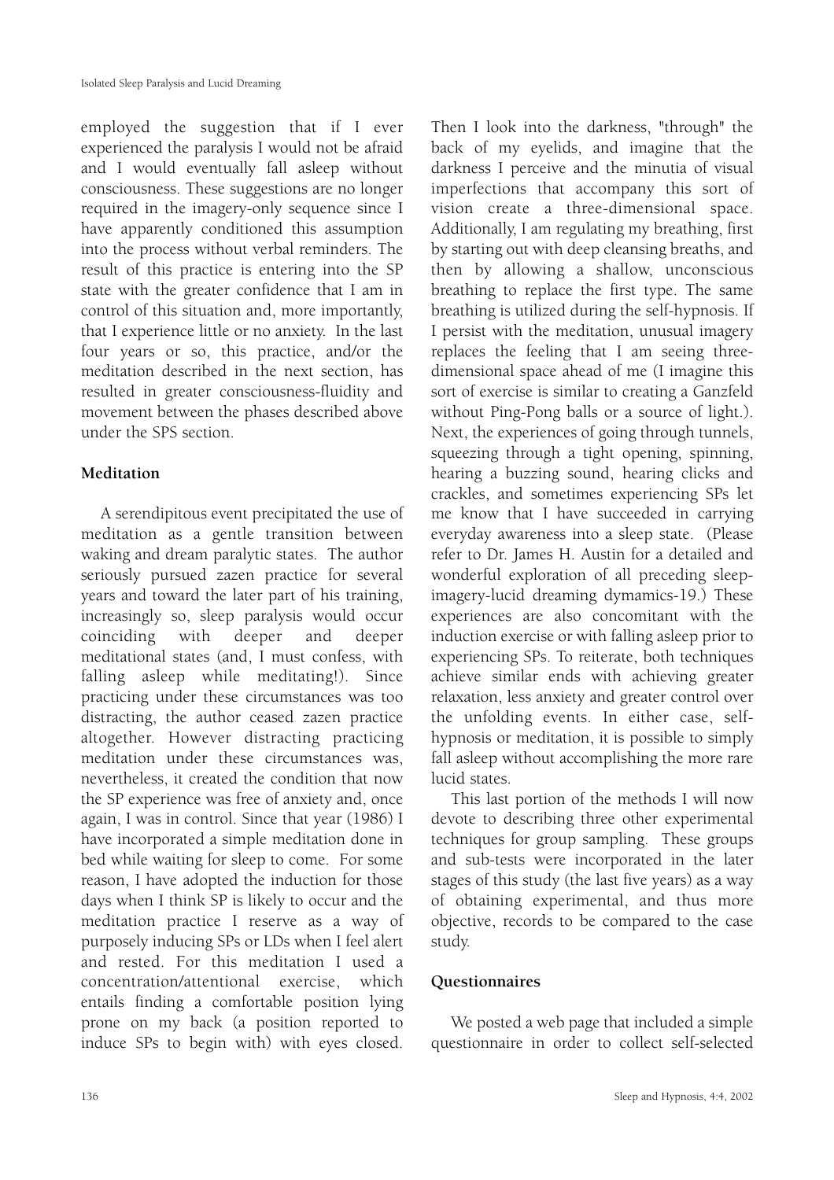employed the suggestion that if I ever experienced the paralysis I would not be afraid and I would eventually fall asleep without consciousness. These suggestions are no longer required in the imagery-only sequence since I have apparently conditioned this assumption into the process without verbal reminders. The result of this practice is entering into the SP state with the greater confidence that I am in control of this situation and, more importantly, that I experience little or no anxiety. In the last four years or so, this practice, and/or the meditation described in the next section, has resulted in greater consciousness-fluidity and movement between the phases described above under the SPS section.

**Meditation**

A serendipitous event precipitated the use of meditation as a gentle transition between waking and dream paralytic states. The author seriously pursued zazen practice for several years and toward the later part of his training, increasingly so, sleep paralysis would occur coinciding with deeper and deeper meditational states (and, I must confess, with falling asleep while meditating!). Since practicing under these circumstances was too distracting, the author ceased zazen practice altogether. However distracting practicing meditation under these circumstances was, nevertheless, it created the condition that now the SP experience was free of anxiety and, once again, I was in control. Since that year (1986) I have incorporated a simple meditation done in bed while waiting for sleep to come. For some reason, I have adopted the induction for those days when I think SP is likely to occur and the meditation practice I reserve as a way of purposely inducing SPs or LDs when I feel alert and rested. For this meditation I used a concentration/attentional exercise, which entails finding a comfortable position lying prone on my back (a position reported to induce SPs to begin with) with eyes closed. Then I look into the darkness, "through" the back of my eyelids, and imagine that the darkness I perceive and the minutia of visual imperfections that accompany this sort of vision create a three-dimensional space. Additionally, I am regulating my breathing, first by starting out with deep cleansing breaths, and then by allowing a shallow, unconscious breathing to replace the first type. The same breathing is utilized during the self-hypnosis. If I persist with the meditation, unusual imagery replaces the feeling that I am seeing three-dimensional space ahead of me (I imagine this sort of exercise is similar to creating a Ganzfeld without Ping-Pong balls or a source of light.). Next, the experiences of going through tunnels, squeezing through a tight opening, spinning, hearing a buzzing sound, hearing clicks and crackles, and sometimes experiencing SPs let me know that I have succeeded in carrying everyday awareness into a sleep state. (Please refer to Dr. James H. Austin for a detailed and wonderful exploration of all preceding sleep-imagery-lucid dreaming dymamics-19.) These experiences are also concomitant with the induction exercise or with falling asleep prior to experiencing SPs. To reiterate, both techniques achieve similar ends with achieving greater relaxation, less anxiety and greater control over the unfolding events. In either case, self-hypnosis or meditation, it is possible to simply fall asleep without accomplishing the more rare lucid states.

This last portion of the methods I will now devote to describing three other experimental techniques for group sampling. These groups and sub-tests were incorporated in the later stages of this study (the last five years) as a way of obtaining experimental, and thus more objective, records to be compared to the case study.

**Questionnaires**

We posted a web page that included a simple questionnaire in order to collect self-selected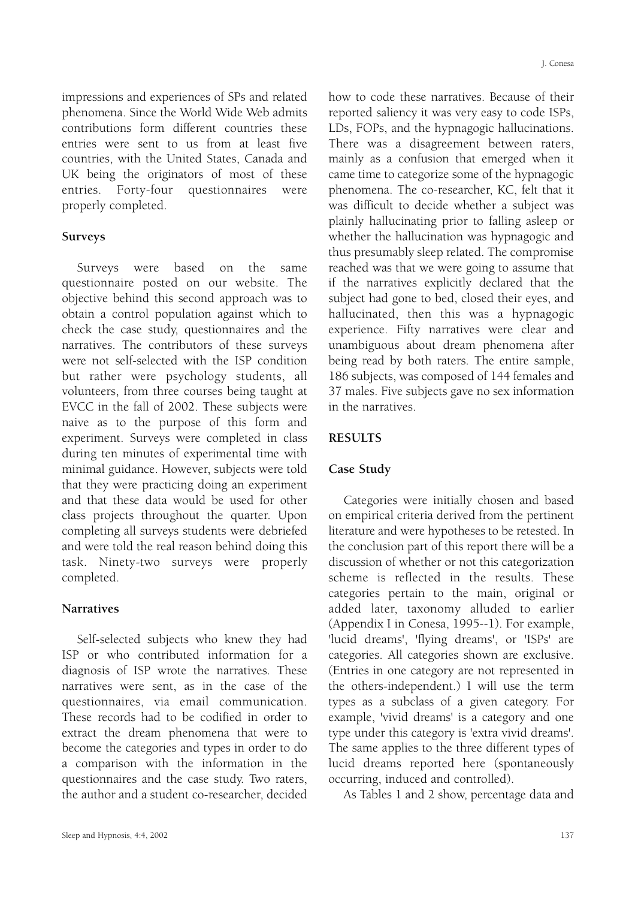impressions and experiences of SPs and related phenomena. Since the World Wide Web admits contributions form different countries these entries were sent to us from at least five countries, with the United States, Canada and UK being the originators of most of these entries. Forty-four questionnaires were properly completed.

### Surveys

Surveys were based on the same questionnaire posted on our website. The objective behind this second approach was to obtain a control population against which to check the case study, questionnaires and the narratives. The contributors of these surveys were not self-selected with the ISP condition but rather were psychology students, all volunteers, from three courses being taught at EVCC in the fall of 2002. These subjects were naive as to the purpose of this form and experiment. Surveys were completed in class during ten minutes of experimental time with minimal guidance. However, subjects were told that they were practicing doing an experiment and that these data would be used for other class projects throughout the quarter. Upon completing all surveys students were debriefed and were told the real reason behind doing this task. Ninety-two surveys were properly completed.

### Narratives

Self-selected subjects who knew they had ISP or who contributed information for a diagnosis of ISP wrote the narratives. These narratives were sent, as in the case of the questionnaires, via email communication. These records had to be codified in order to extract the dream phenomena that were to become the categories and types in order to do a comparison with the information in the questionnaires and the case study. Two raters, the author and a student co-researcher, decided how to code these narratives. Because of their reported saliency it was very easy to code ISPs, LDs, FOPs, and the hypnagogic hallucinations. There was a disagreement between raters, mainly as a confusion that emerged when it came time to categorize some of the hypnagogic phenomena. The co-researcher, KC, felt that it was difficult to decide whether a subject was plainly hallucinating prior to falling asleep or whether the hallucination was hypnagogic and thus presumably sleep related. The compromise reached was that we were going to assume that if the narratives explicitly declared that the subject had gone to bed, closed their eyes, and hallucinated, then this was a hypnagogic experience. Fifty narratives were clear and unambiguous about dream phenomena after being read by both raters. The entire sample, 186 subjects, was composed of 144 females and 37 males. Five subjects gave no sex information in the narratives.

## RESULTS

### Case Study

Categories were initially chosen and based on empirical criteria derived from the pertinent literature and were hypotheses to be retested. In the conclusion part of this report there will be a discussion of whether or not this categorization scheme is reflected in the results. These categories pertain to the main, original or added later, taxonomy alluded to earlier (Appendix I in Conesa, 1995--1). For example, 'lucid dreams', 'flying dreams', or 'ISPs' are categories. All categories shown are exclusive. (Entries in one category are not represented in the others-independent.) I will use the term types as a subclass of a given category. For example, 'vivid dreams' is a category and one type under this category is 'extra vivid dreams'. The same applies to the three different types of lucid dreams reported here (spontaneously occurring, induced and controlled).

As Tables 1 and 2 show, percentage data and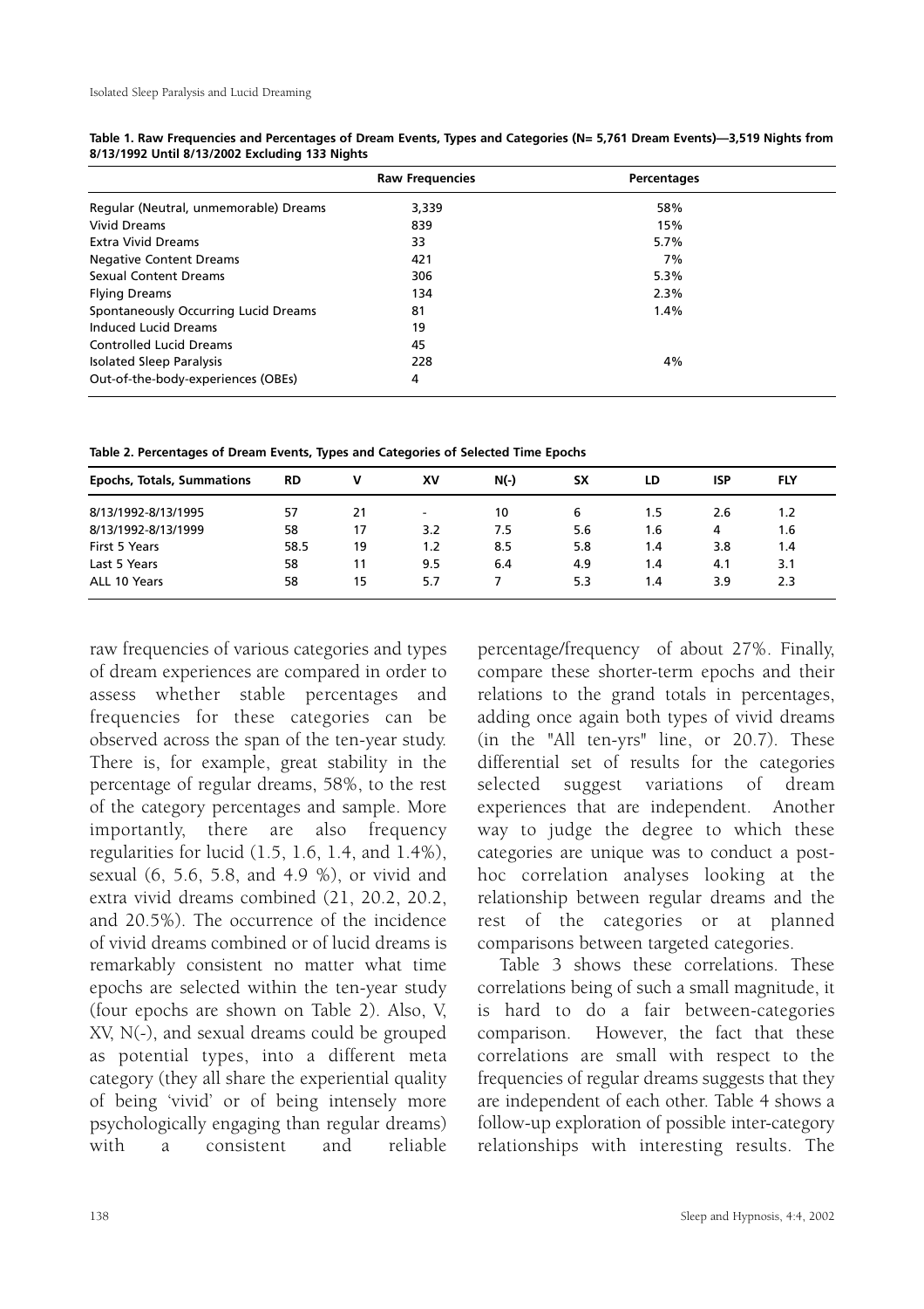**Table 1. Raw Frequencies and Percentages of Dream Events, Types and Categories (N= 5,761 Dream Events)—3,519 Nights from 8/13/1992 Until 8/13/2002 Excluding 133 Nights**

| | Raw Frequencies | Percentages |
|---|---|---|
| Regular (Neutral, unmemorable) Dreams | 3,339 | 58% |
| Vivid Dreams | 839 | 15% |
| Extra Vivid Dreams | 33 | 5.7% |
| Negative Content Dreams | 421 | 7% |
| Sexual Content Dreams | 306 | 5.3% |
| Flying Dreams | 134 | 2.3% |
| Spontaneously Occurring Lucid Dreams | 81 | 1.4% |
| Induced Lucid Dreams | 19 | |
| Controlled Lucid Dreams | 45 | |
| Isolated Sleep Paralysis | 228 | 4% |
| Out-of-the-body-experiences (OBEs) | 4 | |

**Table 2. Percentages of Dream Events, Types and Categories of Selected Time Epochs**

| Epochs, Totals, Summations | RD | V | XV | N(-) | SX | LD | ISP | FLY |
|---|---|---|---|---|---|---|---|---|
| 8/13/1992-8/13/1995 | 57 | 21 | - | 10 | 6 | 1.5 | 2.6 | 1.2 |
| 8/13/1992-8/13/1999 | 58 | 17 | 3.2 | 7.5 | 5.6 | 1.6 | 4 | 1.6 |
| First 5 Years | 58.5 | 19 | 1.2 | 8.5 | 5.8 | 1.4 | 3.8 | 1.4 |
| Last 5 Years | 58 | 11 | 9.5 | 6.4 | 4.9 | 1.4 | 4.1 | 3.1 |
| ALL 10 Years | 58 | 15 | 5.7 | 7 | 5.3 | 1.4 | 3.9 | 2.3 |

raw frequencies of various categories and types of dream experiences are compared in order to assess whether stable percentages and frequencies for these categories can be observed across the span of the ten-year study. There is, for example, great stability in the percentage of regular dreams, 58%, to the rest of the category percentages and sample. More importantly, there are also frequency regularities for lucid (1.5, 1.6, 1.4, and 1.4%), sexual (6, 5.6, 5.8, and 4.9 %), or vivid and extra vivid dreams combined (21, 20.2, 20.2, and 20.5%). The occurrence of the incidence of vivid dreams combined or of lucid dreams is remarkably consistent no matter what time epochs are selected within the ten-year study (four epochs are shown on Table 2). Also, V, XV, N(-), and sexual dreams could be grouped as potential types, into a different meta category (they all share the experiential quality of being 'vivid' or of being intensely more psychologically engaging than regular dreams) with a consistent and reliable percentage/frequency of about 27%. Finally, compare these shorter-term epochs and their relations to the grand totals in percentages, adding once again both types of vivid dreams (in the "All ten-yrs" line, or 20.7). These differential set of results for the categories selected suggest variations of dream experiences that are independent. Another way to judge the degree to which these categories are unique was to conduct a post-hoc correlation analyses looking at the relationship between regular dreams and the rest of the categories or at planned comparisons between targeted categories.

Table 3 shows these correlations. These correlations being of such a small magnitude, it is hard to do a fair between-categories comparison. However, the fact that these correlations are small with respect to the frequencies of regular dreams suggests that they are independent of each other. Table 4 shows a follow-up exploration of possible inter-category relationships with interesting results. The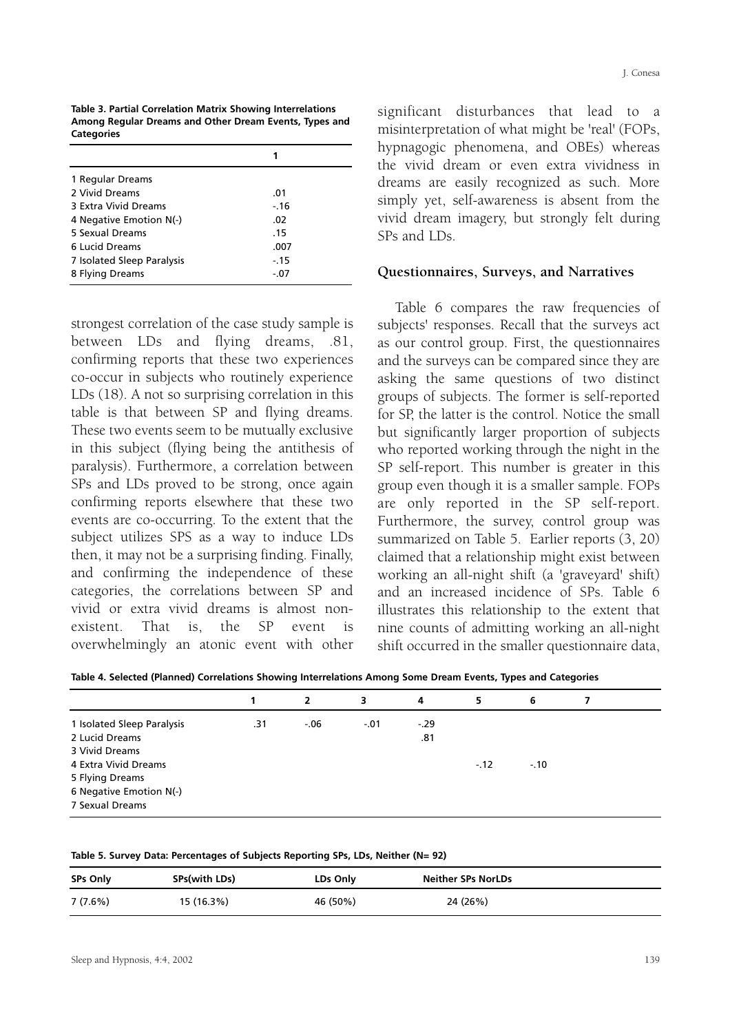**Table 3. Partial Correlation Matrix Showing Interrelations Among Regular Dreams and Other Dream Events, Types and Categories**

| | 1 |
|---|---|
| 1 Regular Dreams | |
| 2 Vivid Dreams | .01 |
| 3 Extra Vivid Dreams | -.16 |
| 4 Negative Emotion N(-) | .02 |
| 5 Sexual Dreams | .15 |
| 6 Lucid Dreams | .007 |
| 7 Isolated Sleep Paralysis | -.15 |
| 8 Flying Dreams | -.07 |

strongest correlation of the case study sample is between LDs and flying dreams, .81, confirming reports that these two experiences co-occur in subjects who routinely experience LDs (18). A not so surprising correlation in this table is that between SP and flying dreams. These two events seem to be mutually exclusive in this subject (flying being the antithesis of paralysis). Furthermore, a correlation between SPs and LDs proved to be strong, once again confirming reports elsewhere that these two events are co-occurring. To the extent that the subject utilizes SPS as a way to induce LDs then, it may not be a surprising finding. Finally, and confirming the independence of these categories, the correlations between SP and vivid or extra vivid dreams is almost non-existent. That is, the SP event is overwhelmingly an atonic event with other significant disturbances that lead to a misinterpretation of what might be 'real' (FOPs, hypnagogic phenomena, and OBEs) whereas the vivid dream or even extra vividness in dreams are easily recognized as such. More simply yet, self-awareness is absent from the vivid dream imagery, but strongly felt during SPs and LDs.

## Questionnaires, Surveys, and Narratives

Table 6 compares the raw frequencies of subjects' responses. Recall that the surveys act as our control group. First, the questionnaires and the surveys can be compared since they are asking the same questions of two distinct groups of subjects. The former is self-reported for SP, the latter is the control. Notice the small but significantly larger proportion of subjects who reported working through the night in the SP self-report. This number is greater in this group even though it is a smaller sample. FOPs are only reported in the SP self-report. Furthermore, the survey, control group was summarized on Table 5. Earlier reports (3, 20) claimed that a relationship might exist between working an all-night shift (a 'graveyard' shift) and an increased incidence of SPs. Table 6 illustrates this relationship to the extent that nine counts of admitting working an all-night shift occurred in the smaller questionnaire data,

**Table 4. Selected (Planned) Correlations Showing Interrelations Among Some Dream Events, Types and Categories**

| | 1 | 2 | 3 | 4 | 5 | 6 | 7 |
|---|---|---|---|---|---|---|---|
| 1 Isolated Sleep Paralysis | .31 | -.06 | -.01 | -.29 | | | |
| 2 Lucid Dreams | | | | .81 | | | |
| 3 Vivid Dreams | | | | | | | |
| 4 Extra Vivid Dreams | | | | | -.12 | -.10 | |
| 5 Flying Dreams | | | | | | | |
| 6 Negative Emotion N(-) | | | | | | | |
| 7 Sexual Dreams | | | | | | | |

**Table 5. Survey Data: Percentages of Subjects Reporting SPs, LDs, Neither (N= 92)**

| SPs Only | SPs(with LDs) | LDs Only | Neither SPs NorLDs |
|---|---|---|---|
| 7 (7.6%) | 15 (16.3%) | 46 (50%) | 24 (26%) |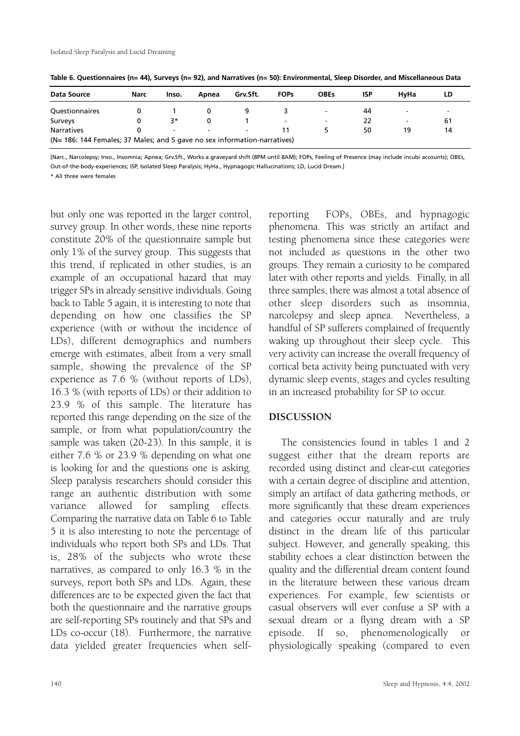**Table 6. Questionnaires (n= 44), Surveys (n= 92), and Narratives (n= 50): Environmental, Sleep Disorder, and Miscellaneous Data**

| Data Source | Narc | Inso. | Apnea | Grv.Sft. | FOPs | OBEs | ISP | HyHa | LD |
|---|---|---|---|---|---|---|---|---|---|
| Questionnaires | 0 | 1 | 0 | 9 | 3 | - | 44 | - | - |
| Surveys | 0 | 3* | 0 | 1 | - | - | 22 | - | 61 |
| Narratives | 0 | - | - | - | 11 | 5 | 50 | 19 | 14 |
| (N= 186: 144 Females; 37 Males; and 5 gave no sex information-narratives) | | | | | | | | | |

[Narc., Narcolepsy; Inso., Insomnia; Apnea; Grv.Sft., Works a graveyard shift (8PM until 8AM); FOPs, Feeling of Presence (may include incubi accounts); OBEs, Out-of-the-body-experiences; ISP, Isolated Sleep Paralysis; HyHa., Hypnagogic Hallucinations; LD, Lucid Dream.]

\* All three were females

but only one was reported in the larger control, survey group. In other words, these nine reports constitute 20% of the questionnaire sample but only 1% of the survey group. This suggests that this trend, if replicated in other studies, is an example of an occupational hazard that may trigger SPs in already sensitive individuals. Going back to Table 5 again, it is interesting to note that depending on how one classifies the SP experience (with or without the incidence of LDs), different demographics and numbers emerge with estimates, albeit from a very small sample, showing the prevalence of the SP experience as 7.6 % (without reports of LDs), 16.3 % (with reports of LDs) or their addition to 23.9 % of this sample. The literature has reported this range depending on the size of the sample, or from what population/country the sample was taken (20-23). In this sample, it is either 7.6 % or 23.9 % depending on what one is looking for and the questions one is asking. Sleep paralysis researchers should consider this range an authentic distribution with some variance allowed for sampling effects. Comparing the narrative data on Table 6 to Table 5 it is also interesting to note the percentage of individuals who report both SPs and LDs. That is, 28% of the subjects who wrote these narratives, as compared to only 16.3 % in the surveys, report both SPs and LDs. Again, these differences are to be expected given the fact that both the questionnaire and the narrative groups are self-reporting SPs routinely and that SPs and LDs co-occur (18). Furthermore, the narrative data yielded greater frequencies when self-reporting FOPs, OBEs, and hypnagogic phenomena. This was strictly an artifact and testing phenomena since these categories were not included as questions in the other two groups. They remain a curiosity to be compared later with other reports and yields. Finally, in all three samples, there was almost a total absence of other sleep disorders such as insomnia, narcolepsy and sleep apnea. Nevertheless, a handful of SP sufferers complained of frequently waking up throughout their sleep cycle. This very activity can increase the overall frequency of cortical beta activity being punctuated with very dynamic sleep events, stages and cycles resulting in an increased probability for SP to occur.

## DISCUSSION

The consistencies found in tables 1 and 2 suggest either that the dream reports are recorded using distinct and clear-cut categories with a certain degree of discipline and attention, simply an artifact of data gathering methods, or more significantly that these dream experiences and categories occur naturally and are truly distinct in the dream life of this particular subject. However, and generally speaking, this stability echoes a clear distinction between the quality and the differential dream content found in the literature between these various dream experiences. For example, few scientists or casual observers will ever confuse a SP with a sexual dream or a flying dream with a SP episode. If so, phenomenologically or physiologically speaking (compared to even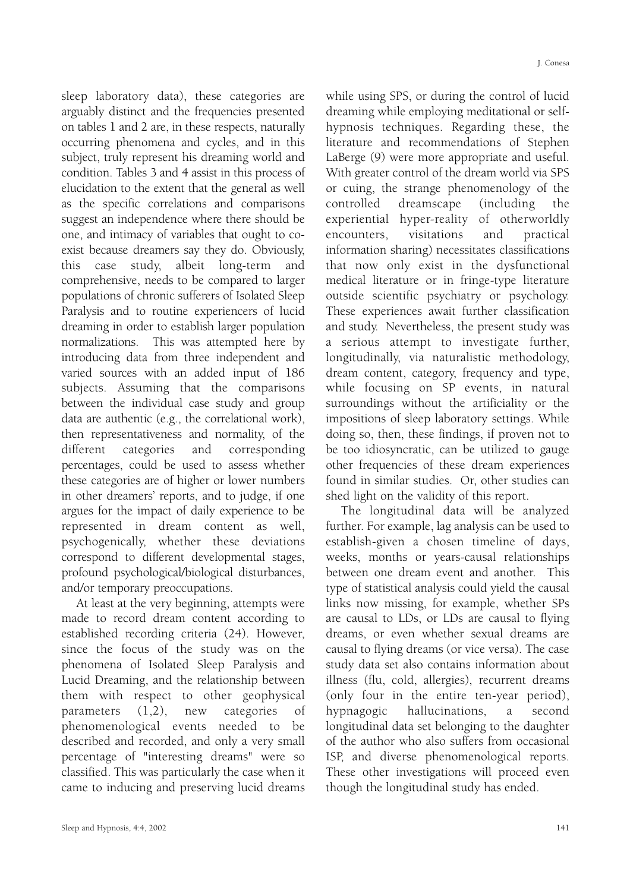sleep laboratory data), these categories are arguably distinct and the frequencies presented on tables 1 and 2 are, in these respects, naturally occurring phenomena and cycles, and in this subject, truly represent his dreaming world and condition. Tables 3 and 4 assist in this process of elucidation to the extent that the general as well as the specific correlations and comparisons suggest an independence where there should be one, and intimacy of variables that ought to co-exist because dreamers say they do. Obviously, this case study, albeit long-term and comprehensive, needs to be compared to larger populations of chronic sufferers of Isolated Sleep Paralysis and to routine experiencers of lucid dreaming in order to establish larger population normalizations. This was attempted here by introducing data from three independent and varied sources with an added input of 186 subjects. Assuming that the comparisons between the individual case study and group data are authentic (e.g., the correlational work), then representativeness and normality, of the different categories and corresponding percentages, could be used to assess whether these categories are of higher or lower numbers in other dreamers' reports, and to judge, if one argues for the impact of daily experience to be represented in dream content as well, psychogenically, whether these deviations correspond to different developmental stages, profound psychological/biological disturbances, and/or temporary preoccupations.

At least at the very beginning, attempts were made to record dream content according to established recording criteria (24). However, since the focus of the study was on the phenomena of Isolated Sleep Paralysis and Lucid Dreaming, and the relationship between them with respect to other geophysical parameters (1,2), new categories of phenomenological events needed to be described and recorded, and only a very small percentage of "interesting dreams" were so classified. This was particularly the case when it came to inducing and preserving lucid dreams while using SPS, or during the control of lucid dreaming while employing meditational or self-hypnosis techniques. Regarding these, the literature and recommendations of Stephen LaBerge (9) were more appropriate and useful. With greater control of the dream world via SPS or cuing, the strange phenomenology of the controlled dreamscape (including the experiential hyper-reality of otherworldly encounters, visitations and practical information sharing) necessitates classifications that now only exist in the dysfunctional medical literature or in fringe-type literature outside scientific psychiatry or psychology. These experiences await further classification and study. Nevertheless, the present study was a serious attempt to investigate further, longitudinally, via naturalistic methodology, dream content, category, frequency and type, while focusing on SP events, in natural surroundings without the artificiality or the impositions of sleep laboratory settings. While doing so, then, these findings, if proven not to be too idiosyncratic, can be utilized to gauge other frequencies of these dream experiences found in similar studies. Or, other studies can shed light on the validity of this report.

The longitudinal data will be analyzed further. For example, lag analysis can be used to establish-given a chosen timeline of days, weeks, months or years-causal relationships between one dream event and another. This type of statistical analysis could yield the causal links now missing, for example, whether SPs are causal to LDs, or LDs are causal to flying dreams, or even whether sexual dreams are causal to flying dreams (or vice versa). The case study data set also contains information about illness (flu, cold, allergies), recurrent dreams (only four in the entire ten-year period), hypnagogic hallucinations, a second longitudinal data set belonging to the daughter of the author who also suffers from occasional ISP, and diverse phenomenological reports. These other investigations will proceed even though the longitudinal study has ended.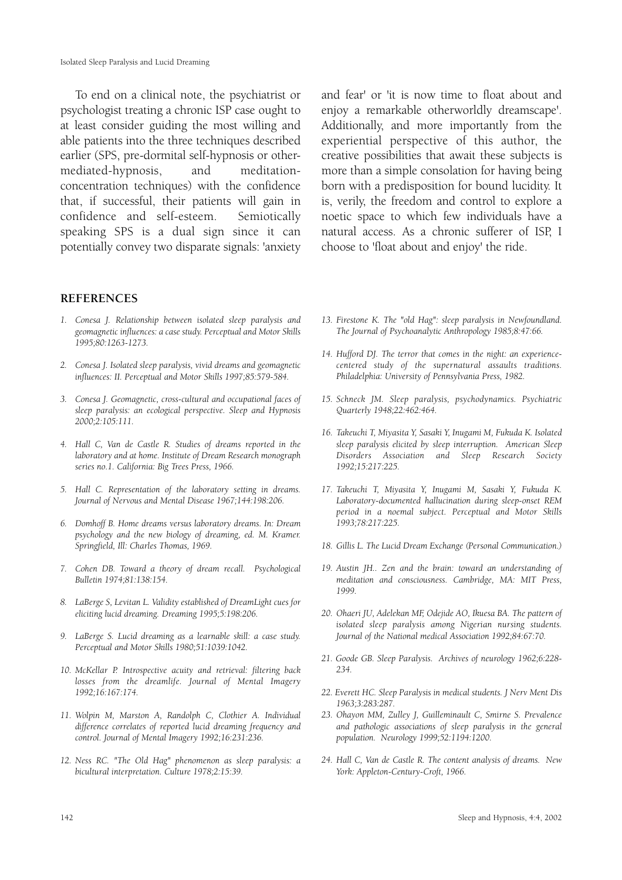To end on a clinical note, the psychiatrist or psychologist treating a chronic ISP case ought to at least consider guiding the most willing and able patients into the three techniques described earlier (SPS, pre-dormital self-hypnosis or other-mediated-hypnosis, and meditation-concentration techniques) with the confidence that, if successful, their patients will gain in confidence and self-esteem. Semiotically speaking SPS is a dual sign since it can potentially convey two disparate signals: 'anxiety and fear' or 'it is now time to float about and enjoy a remarkable otherworldly dreamscape'. Additionally, and more importantly from the experiential perspective of this author, the creative possibilities that await these subjects is more than a simple consolation for having being born with a predisposition for bound lucidity. It is, verily, the freedom and control to explore a noetic space to which few individuals have a natural access. As a chronic sufferer of ISP, I choose to 'float about and enjoy' the ride.

## REFERENCES

1. *Conesa J. Relationship between isolated sleep paralysis and geomagnetic influences: a case study. Perceptual and Motor Skills 1995;80:1263-1273.*

2. *Conesa J. Isolated sleep paralysis, vivid dreams and geomagnetic influences: II. Perceptual and Motor Skills 1997;85:579-584.*

3. *Conesa J. Geomagnetic, cross-cultural and occupational faces of sleep paralysis: an ecological perspective. Sleep and Hypnosis 2000;2:105:111.*

4. *Hall C, Van de Castle R. Studies of dreams reported in the laboratory and at home. Institute of Dream Research monograph series no.1. California: Big Trees Press, 1966.*

5. *Hall C. Representation of the laboratory setting in dreams. Journal of Nervous and Mental Disease 1967;144:198:206.*

6. *Domhoff B. Home dreams versus laboratory dreams. In: Dream psychology and the new biology of dreaming, ed. M. Kramer. Springfield, Ill: Charles Thomas, 1969.*

7. *Cohen DB. Toward a theory of dream recall. Psychological Bulletin 1974;81:138:154.*

8. *LaBerge S, Levitan L. Validity established of DreamLight cues for eliciting lucid dreaming. Dreaming 1995;5:198:206.*

9. *LaBerge S. Lucid dreaming as a learnable skill: a case study. Perceptual and Motor Skills 1980;51:1039:1042.*

10. *McKellar P. Introspective acuity and retrieval: filtering back losses from the dreamlife. Journal of Mental Imagery 1992;16:167:174.*

11. *Wolpin M, Marston A, Randolph C, Clothier A. Individual difference correlates of reported lucid dreaming frequency and control. Journal of Mental Imagery 1992;16:231:236.*

12. *Ness RC. "The Old Hag" phenomenon as sleep paralysis: a bicultural interpretation. Culture 1978;2:15:39.*

13. *Firestone K. The "old Hag": sleep paralysis in Newfoundland. The Journal of Psychoanalytic Anthropology 1985;8:47:66.*

14. *Hufford DJ. The terror that comes in the night: an experience-centered study of the supernatural assaults traditions. Philadelphia: University of Pennsylvania Press, 1982.*

15. *Schneck JM. Sleep paralysis, psychodynamics. Psychiatric Quarterly 1948;22:462:464.*

16. *Takeuchi T, Miyasita Y, Sasaki Y, Inugami M, Fukuda K. Isolated sleep paralysis elicited by sleep interruption. American Sleep Disorders Association and Sleep Research Society 1992;15:217:225.*

17. *Takeuchi T, Miyasita Y, Inugami M, Sasaki Y, Fukuda K. Laboratory-documented hallucination during sleep-onset REM period in a noemal subject. Perceptual and Motor Skills 1993;78:217:225.*

18. *Gillis L. The Lucid Dream Exchange (Personal Communication.)*

19. *Austin JH.. Zen and the brain: toward an understanding of meditation and consciousness. Cambridge, MA: MIT Press, 1999.*

20. *Ohaeri JU, Adelekan MF, Odejide AO, Ikuesa BA. The pattern of isolated sleep paralysis among Nigerian nursing students. Journal of the National medical Association 1992;84:67:70.*

21. *Goode GB. Sleep Paralysis. Archives of neurology 1962;6:228-234.*

22. *Everett HC. Sleep Paralysis in medical students. J Nerv Ment Dis 1963;3:283:287.*

23. *Ohayon MM, Zulley J, Guilleminault C, Smirne S. Prevalence and pathologic associations of sleep paralysis in the general population. Neurology 1999;52:1194:1200.*

24. *Hall C, Van de Castle R. The content analysis of dreams. New York: Appleton-Century-Croft, 1966.*